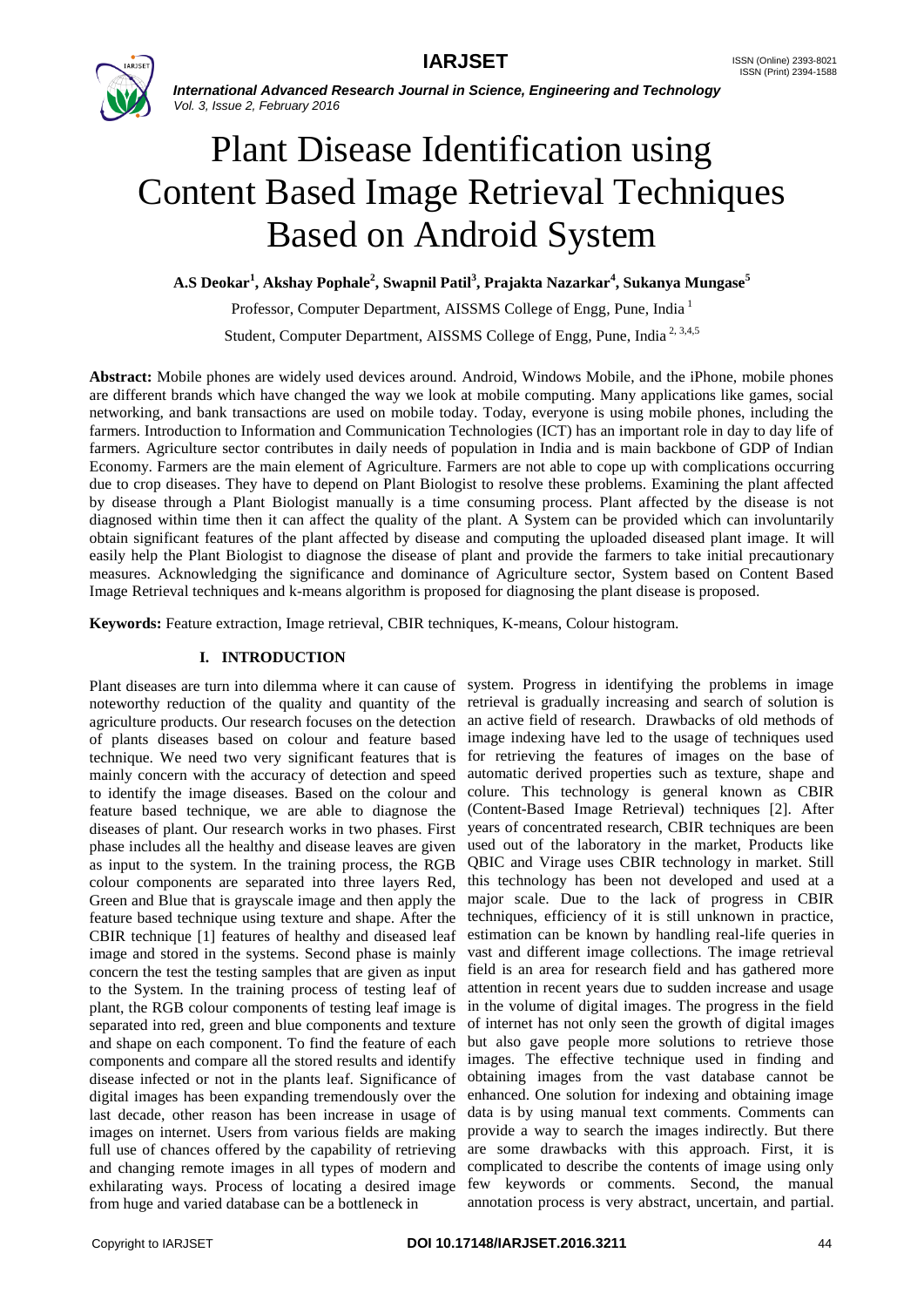# Plant Disease Identification using Content Based Image Retrieval Techniques Based on Android System

**A.S Deokar[1], Akshay Pophale[2], Swapnil Patil[3], Prajakta Nazarkar[4], Sukanya Mungase[5]**

Professor, Computer Department, AISSMS College of Engg, Pune, India [1]

Student, Computer Department, AISSMS College of Engg, Pune, India [2, 3,4,5]

**Abstract:** Mobile phones are widely used devices around. Android, Windows Mobile, and the iPhone, mobile phones are different brands which have changed the way we look at mobile computing. Many applications like games, social networking, and bank transactions are used on mobile today. Today, everyone is using mobile phones, including the farmers. Introduction to Information and Communication Technologies (ICT) has an important role in day to day life of farmers. Agriculture sector contributes in daily needs of population in India and is main backbone of GDP of Indian Economy. Farmers are the main element of Agriculture. Farmers are not able to cope up with complications occurring due to crop diseases. They have to depend on Plant Biologist to resolve these problems. Examining the plant affected by disease through a Plant Biologist manually is a time consuming process. Plant affected by the disease is not diagnosed within time then it can affect the quality of the plant. A System can be provided which can involuntarily obtain significant features of the plant affected by disease and computing the uploaded diseased plant image. It will easily help the Plant Biologist to diagnose the disease of plant and provide the farmers to take initial precautionary measures. Acknowledging the significance and dominance of Agriculture sector, System based on Content Based Image Retrieval techniques and k-means algorithm is proposed for diagnosing the plant disease is proposed.

**Keywords:** Feature extraction, Image retrieval, CBIR techniques, K-means, Colour histogram.

## I. INTRODUCTION

Plant diseases are turn into dilemma where it can cause of noteworthy reduction of the quality and quantity of the agriculture products. Our research focuses on the detection of plants diseases based on colour and feature based technique. We need two very significant features that is mainly concern with the accuracy of detection and speed to identify the image diseases. Based on the colour and feature based technique, we are able to diagnose the diseases of plant. Our research works in two phases. First phase includes all the healthy and disease leaves are given as input to the system. In the training process, the RGB colour components are separated into three layers Red, Green and Blue that is grayscale image and then apply the feature based technique using texture and shape. After the CBIR technique [1] features of healthy and diseased leaf image and stored in the systems. Second phase is mainly concern the test the testing samples that are given as input to the System. In the training process of testing leaf of plant, the RGB colour components of testing leaf image is separated into red, green and blue components and texture and shape on each component. To find the feature of each components and compare all the stored results and identify disease infected or not in the plants leaf. Significance of digital images has been expanding tremendously over the last decade, other reason has been increase in usage of images on internet. Users from various fields are making full use of chances offered by the capability of retrieving and changing remote images in all types of modern and exhilarating ways. Process of locating a desired image from huge and varied database can be a bottleneck in system. Progress in identifying the problems in image retrieval is gradually increasing and search of solution is an active field of research. Drawbacks of old methods of image indexing have led to the usage of techniques used for retrieving the features of images on the base of automatic derived properties such as texture, shape and colure. This technology is general known as CBIR (Content-Based Image Retrieval) techniques [2]. After years of concentrated research, CBIR techniques are been used out of the laboratory in the market, Products like QBIC and Virage uses CBIR technology in market. Still this technology has been not developed and used at a major scale. Due to the lack of progress in CBIR techniques, efficiency of it is still unknown in practice, estimation can be known by handling real-life queries in vast and different image collections. The image retrieval field is an area for research field and has gathered more attention in recent years due to sudden increase and usage in the volume of digital images. The progress in the field of internet has not only seen the growth of digital images but also gave people more solutions to retrieve those images. The effective technique used in finding and obtaining images from the vast database cannot be enhanced. One solution for indexing and obtaining image data is by using manual text comments. Comments can provide a way to search the images indirectly. But there are some drawbacks with this approach. First, it is complicated to describe the contents of image using only few keywords or comments. Second, the manual annotation process is very abstract, uncertain, and partial.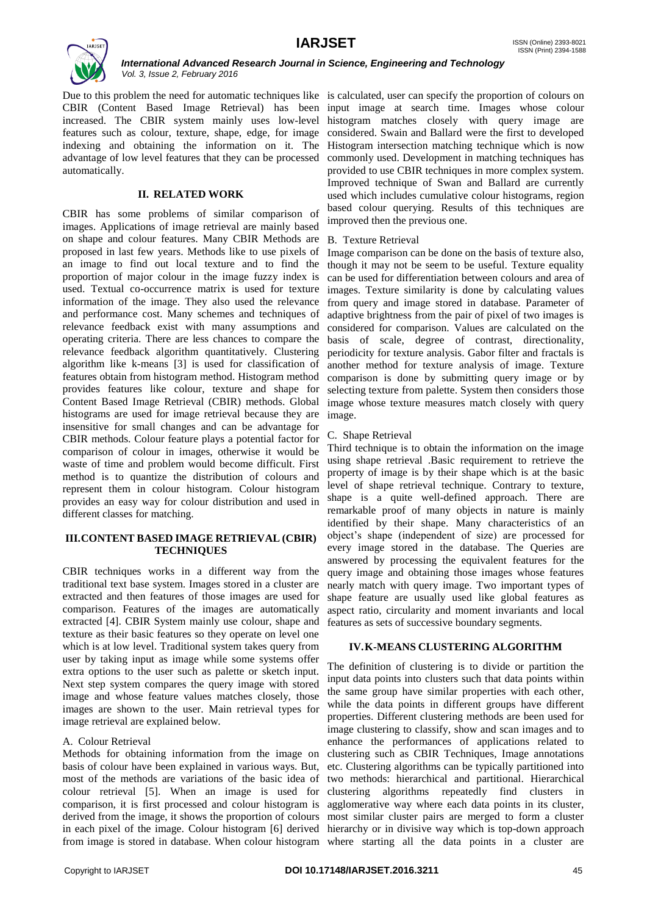Due to this problem the need for automatic techniques like CBIR (Content Based Image Retrieval) has been increased. The CBIR system mainly uses low-level features such as colour, texture, shape, edge, for image indexing and obtaining the information on it. The advantage of low level features that they can be processed automatically.

## II. RELATED WORK

CBIR has some problems of similar comparison of images. Applications of image retrieval are mainly based on shape and colour features. Many CBIR Methods are proposed in last few years. Methods like to use pixels of an image to find out local texture and to find the proportion of major colour in the image fuzzy index is used. Textual co-occurrence matrix is used for texture information of the image. They also used the relevance and performance cost. Many schemes and techniques of relevance feedback exist with many assumptions and operating criteria. There are less chances to compare the relevance feedback algorithm quantitatively. Clustering algorithm like k-means [3] is used for classification of features obtain from histogram method. Histogram method provides features like colour, texture and shape for Content Based Image Retrieval (CBIR) methods. Global histograms are used for image retrieval because they are insensitive for small changes and can be advantage for CBIR methods. Colour feature plays a potential factor for comparison of colour in images, otherwise it would be waste of time and problem would become difficult. First method is to quantize the distribution of colours and represent them in colour histogram. Colour histogram provides an easy way for colour distribution and used in different classes for matching.

## III. CONTENT BASED IMAGE RETRIEVAL (CBIR) TECHNIQUES

CBIR techniques works in a different way from the traditional text base system. Images stored in a cluster are extracted and then features of those images are used for comparison. Features of the images are automatically extracted [4]. CBIR System mainly use colour, shape and texture as their basic features so they operate on level one which is at low level. Traditional system takes query from user by taking input as image while some systems offer extra options to the user such as palette or sketch input. Next step system compares the query image with stored image and whose feature values matches closely, those images are shown to the user. Main retrieval types for image retrieval are explained below.

### A. Colour Retrieval

Methods for obtaining information from the image on basis of colour have been explained in various ways. But, most of the methods are variations of the basic idea of colour retrieval [5]. When an image is used for comparison, it is first processed and colour histogram is derived from the image, it shows the proportion of colours in each pixel of the image. Colour histogram [6] derived from image is stored in database. When colour histogram is calculated, user can specify the proportion of colours on input image at search time. Images whose colour histogram matches closely with query image are considered. Swain and Ballard were the first to developed Histogram intersection matching technique which is now commonly used. Development in matching techniques has provided to use CBIR techniques in more complex system. Improved technique of Swan and Ballard are currently used which includes cumulative colour histograms, region based colour querying. Results of this techniques are improved then the previous one.

### B. Texture Retrieval

Image comparison can be done on the basis of texture also, though it may not be seem to be useful. Texture equality can be used for differentiation between colours and area of images. Texture similarity is done by calculating values from query and image stored in database. Parameter of adaptive brightness from the pair of pixel of two images is considered for comparison. Values are calculated on the basis of scale, degree of contrast, directionality, periodicity for texture analysis. Gabor filter and fractals is another method for texture analysis of image. Texture comparison is done by submitting query image or by selecting texture from palette. System then considers those image whose texture measures match closely with query image.

### C. Shape Retrieval

Third technique is to obtain the information on the image using shape retrieval .Basic requirement to retrieve the property of image is by their shape which is at the basic level of shape retrieval technique. Contrary to texture, shape is a quite well-defined approach. There are remarkable proof of many objects in nature is mainly identified by their shape. Many characteristics of an object's shape (independent of size) are processed for every image stored in the database. The Queries are answered by processing the equivalent features for the query image and obtaining those images whose features nearly match with query image. Two important types of shape feature are usually used like global features as aspect ratio, circularity and moment invariants and local features as sets of successive boundary segments.

## IV. K-MEANS CLUSTERING ALGORITHM

The definition of clustering is to divide or partition the input data points into clusters such that data points within the same group have similar properties with each other, while the data points in different groups have different properties. Different clustering methods are been used for image clustering to classify, show and scan images and to enhance the performances of applications related to clustering such as CBIR Techniques, Image annotations etc. Clustering algorithms can be typically partitioned into two methods: hierarchical and partitional. Hierarchical clustering algorithms repeatedly find clusters in agglomerative way where each data points in its cluster, most similar cluster pairs are merged to form a cluster hierarchy or in divisive way which is top-down approach where starting all the data points in a cluster are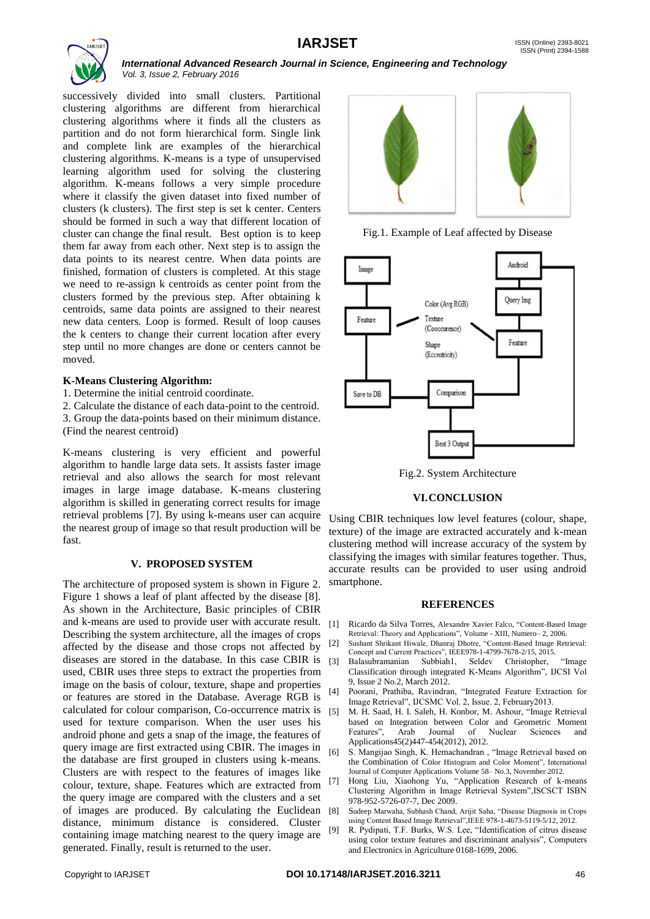successively divided into small clusters. Partitional clustering algorithms are different from hierarchical clustering algorithms where it finds all the clusters as partition and do not form hierarchical form. Single link and complete link are examples of the hierarchical clustering algorithms. K-means is a type of unsupervised learning algorithm used for solving the clustering algorithm. K-means follows a very simple procedure where it classify the given dataset into fixed number of clusters (k clusters). The first step is set k center. Centers should be formed in such a way that different location of cluster can change the final result. Best option is to keep them far away from each other. Next step is to assign the data points to its nearest centre. When data points are finished, formation of clusters is completed. At this stage we need to re-assign k centroids as center point from the clusters formed by the previous step. After obtaining k centroids, same data points are assigned to their nearest new data centers. Loop is formed. Result of loop causes the k centers to change their current location after every step until no more changes are done or centers cannot be moved.

**K-Means Clustering Algorithm:**

1. Determine the initial centroid coordinate.
2. Calculate the distance of each data-point to the centroid.
3. Group the data-points based on their minimum distance. (Find the nearest centroid)

K-means clustering is very efficient and powerful algorithm to handle large data sets. It assists faster image retrieval and also allows the search for most relevant images in large image database. K-means clustering algorithm is skilled in generating correct results for image retrieval problems [7]. By using k-means user can acquire the nearest group of image so that result production will be fast.

## V. PROPOSED SYSTEM

The architecture of proposed system is shown in Figure 2. Figure 1 shows a leaf of plant affected by the disease [8]. As shown in the Architecture, Basic principles of CBIR and k-means are used to provide user with accurate result. Describing the system architecture, all the images of crops affected by the disease and those crops not affected by diseases are stored in the database. In this case CBIR is used, CBIR uses three steps to extract the properties from image on the basis of colour, texture, shape and properties or features are stored in the Database. Average RGB is calculated for colour comparison, Co-occurrence matrix is used for texture comparison. When the user uses his android phone and gets a snap of the image, the features of query image are first extracted using CBIR. The images in the database are first grouped in clusters using k-means. Clusters are with respect to the features of images like colour, texture, shape. Features which are extracted from the query image are compared with the clusters and a set of images are produced. By calculating the Euclidean distance, minimum distance is considered. Cluster containing image matching nearest to the query image are generated. Finally, result is returned to the user.

Fig.1. Example of Leaf affected by Disease

Image
Feature
Save to DB
Color (Avg RGB)
Texture (Cooccurence)
Shape (Eccentricity)
Android
Query Img
Feature
Comparison
Best 3 Output

Fig.2. System Architecture

## VI. CONCLUSION

Using CBIR techniques low level features (colour, shape, texture) of the image are extracted accurately and k-mean clustering method will increase accuracy of the system by classifying the images with similar features together. Thus, accurate results can be provided to user using android smartphone.

## REFERENCES

[1] Ricardo da Silva Torres, Alexandre Xavier Falco, "Content-Based Image Retrieval: Theory and Applications", Volume - XIII, Numero– 2, 2006.

[2] Sushant Shrikant Hiwale, Dhanraj Dhotre, "Content-Based Image Retrieval: Concept and Current Practices", IEEE978-1-4799-7678-2/15, 2015.

[3] Balasubramanian Subbiah1, Seldev Christopher, "Image Classification through integrated K-Means Algorithm", IJCSI Vol 9, Issue 2 No.2, March 2012.

[4] Poorani, Prathiba, Ravindran, "Integrated Feature Extraction for Image Retrieval", IJCSMC Vol. 2, Issue. 2, February2013.

[5] M. H. Saad, H. I. Saleh, H. Konbor, M. Ashour, "Image Retrieval based on Integration between Color and Geometric Moment Features", Arab Journal of Nuclear Sciences and Applications45(2)447-454(2012), 2012.

[6] S. Mangijao Singh, K. Hemachandran , "Image Retrieval based on the Combination of Color Histogram and Color Moment", International Journal of Computer Applications Volume 58– No.3, November 2012.

[7] Hong Liu, Xiaohong Yu, "Application Research of k-means Clustering Algorithm in Image Retrieval System",ISCSCT ISBN 978-952-5726-07-7, Dec 2009.

[8] Sudeep Marwaha, Subhash Chand, Arijit Saha, "Disease Diagnosis in Crops using Content Based Image Retrieval",IEEE 978-1-4673-5119-5/12, 2012.

[9] R. Pydipati, T.F. Burks, W.S. Lee, "Identification of citrus disease using color texture features and discriminant analysis", Computers and Electronics in Agriculture 0168-1699, 2006.